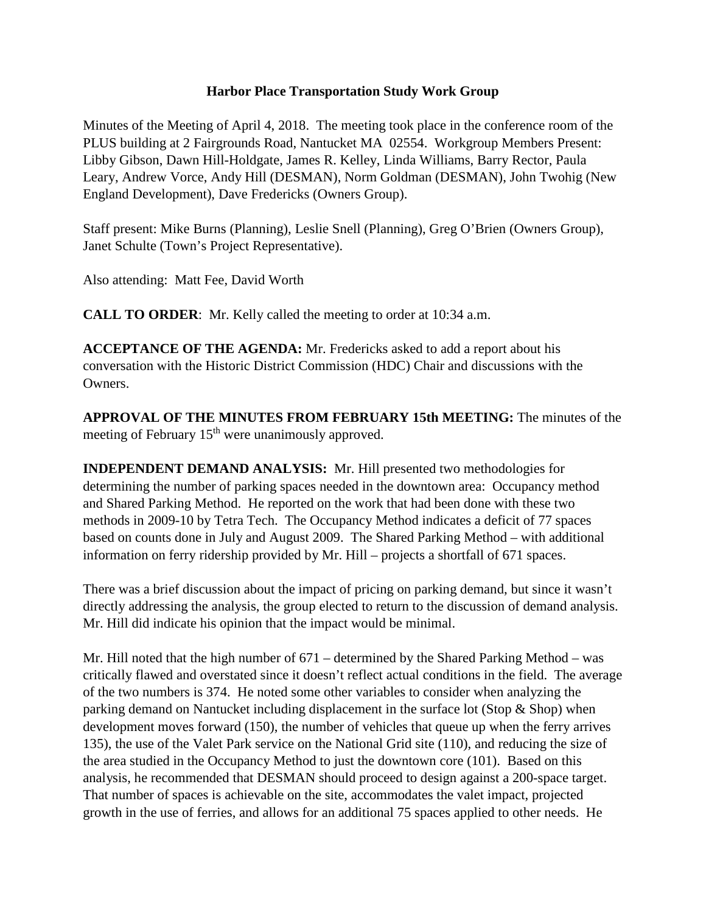# Harbor Place Transportation Study Work Group

Minutes of the Meeting of April 4, 2018. The meeting took place in the conference room of the PLUS building at 2 Fairgrounds Road, Nantucket MA 02554. Workgroup Members Present: Libby Gibson, Dawn Hill-Holdgate, James R. Kelley, Linda Williams, Barry Rector, Paula Leary, Andrew Vorce, Andy Hill (DESMAN), Norm Goldman (DESMAN), John Twohig (New England Development), Dave Fredericks (Owners Group).

Staff present: Mike Burns (Planning), Leslie Snell (Planning), Greg O'Brien (Owners Group), Janet Schulte (Town's Project Representative).

Also attending: Matt Fee, David Worth

**CALL TO ORDER**: Mr. Kelly called the meeting to order at 10:34 a.m.

**ACCEPTANCE OF THE AGENDA:** Mr. Fredericks asked to add a report about his conversation with the Historic District Commission (HDC) Chair and discussions with the Owners.

**APPROVAL OF THE MINUTES FROM FEBRUARY 15th MEETING:** The minutes of the meeting of February 15th were unanimously approved.

**INDEPENDENT DEMAND ANALYSIS:** Mr. Hill presented two methodologies for determining the number of parking spaces needed in the downtown area: Occupancy method and Shared Parking Method. He reported on the work that had been done with these two methods in 2009-10 by Tetra Tech. The Occupancy Method indicates a deficit of 77 spaces based on counts done in July and August 2009. The Shared Parking Method – with additional information on ferry ridership provided by Mr. Hill – projects a shortfall of 671 spaces.

There was a brief discussion about the impact of pricing on parking demand, but since it wasn't directly addressing the analysis, the group elected to return to the discussion of demand analysis. Mr. Hill did indicate his opinion that the impact would be minimal.

Mr. Hill noted that the high number of 671 – determined by the Shared Parking Method – was critically flawed and overstated since it doesn't reflect actual conditions in the field. The average of the two numbers is 374. He noted some other variables to consider when analyzing the parking demand on Nantucket including displacement in the surface lot (Stop & Shop) when development moves forward (150), the number of vehicles that queue up when the ferry arrives 135), the use of the Valet Park service on the National Grid site (110), and reducing the size of the area studied in the Occupancy Method to just the downtown core (101). Based on this analysis, he recommended that DESMAN should proceed to design against a 200-space target. That number of spaces is achievable on the site, accommodates the valet impact, projected growth in the use of ferries, and allows for an additional 75 spaces applied to other needs. He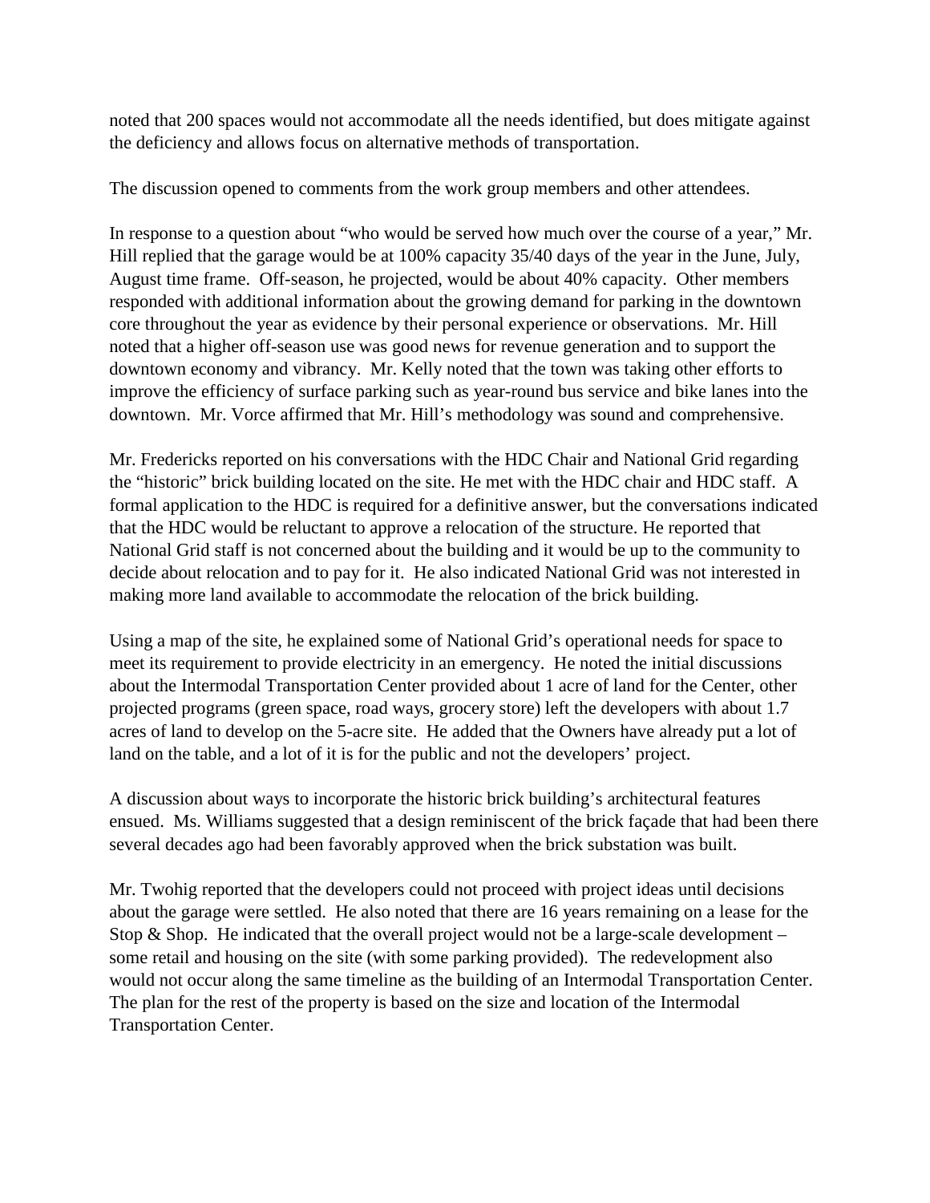noted that 200 spaces would not accommodate all the needs identified, but does mitigate against the deficiency and allows focus on alternative methods of transportation.

The discussion opened to comments from the work group members and other attendees.

In response to a question about "who would be served how much over the course of a year," Mr. Hill replied that the garage would be at 100% capacity 35/40 days of the year in the June, July, August time frame. Off-season, he projected, would be about 40% capacity. Other members responded with additional information about the growing demand for parking in the downtown core throughout the year as evidence by their personal experience or observations. Mr. Hill noted that a higher off-season use was good news for revenue generation and to support the downtown economy and vibrancy. Mr. Kelly noted that the town was taking other efforts to improve the efficiency of surface parking such as year-round bus service and bike lanes into the downtown. Mr. Vorce affirmed that Mr. Hill's methodology was sound and comprehensive.

Mr. Fredericks reported on his conversations with the HDC Chair and National Grid regarding the "historic" brick building located on the site. He met with the HDC chair and HDC staff. A formal application to the HDC is required for a definitive answer, but the conversations indicated that the HDC would be reluctant to approve a relocation of the structure. He reported that National Grid staff is not concerned about the building and it would be up to the community to decide about relocation and to pay for it. He also indicated National Grid was not interested in making more land available to accommodate the relocation of the brick building.

Using a map of the site, he explained some of National Grid's operational needs for space to meet its requirement to provide electricity in an emergency. He noted the initial discussions about the Intermodal Transportation Center provided about 1 acre of land for the Center, other projected programs (green space, road ways, grocery store) left the developers with about 1.7 acres of land to develop on the 5-acre site. He added that the Owners have already put a lot of land on the table, and a lot of it is for the public and not the developers' project.

A discussion about ways to incorporate the historic brick building's architectural features ensued. Ms. Williams suggested that a design reminiscent of the brick façade that had been there several decades ago had been favorably approved when the brick substation was built.

Mr. Twohig reported that the developers could not proceed with project ideas until decisions about the garage were settled. He also noted that there are 16 years remaining on a lease for the Stop & Shop. He indicated that the overall project would not be a large-scale development – some retail and housing on the site (with some parking provided). The redevelopment also would not occur along the same timeline as the building of an Intermodal Transportation Center. The plan for the rest of the property is based on the size and location of the Intermodal Transportation Center.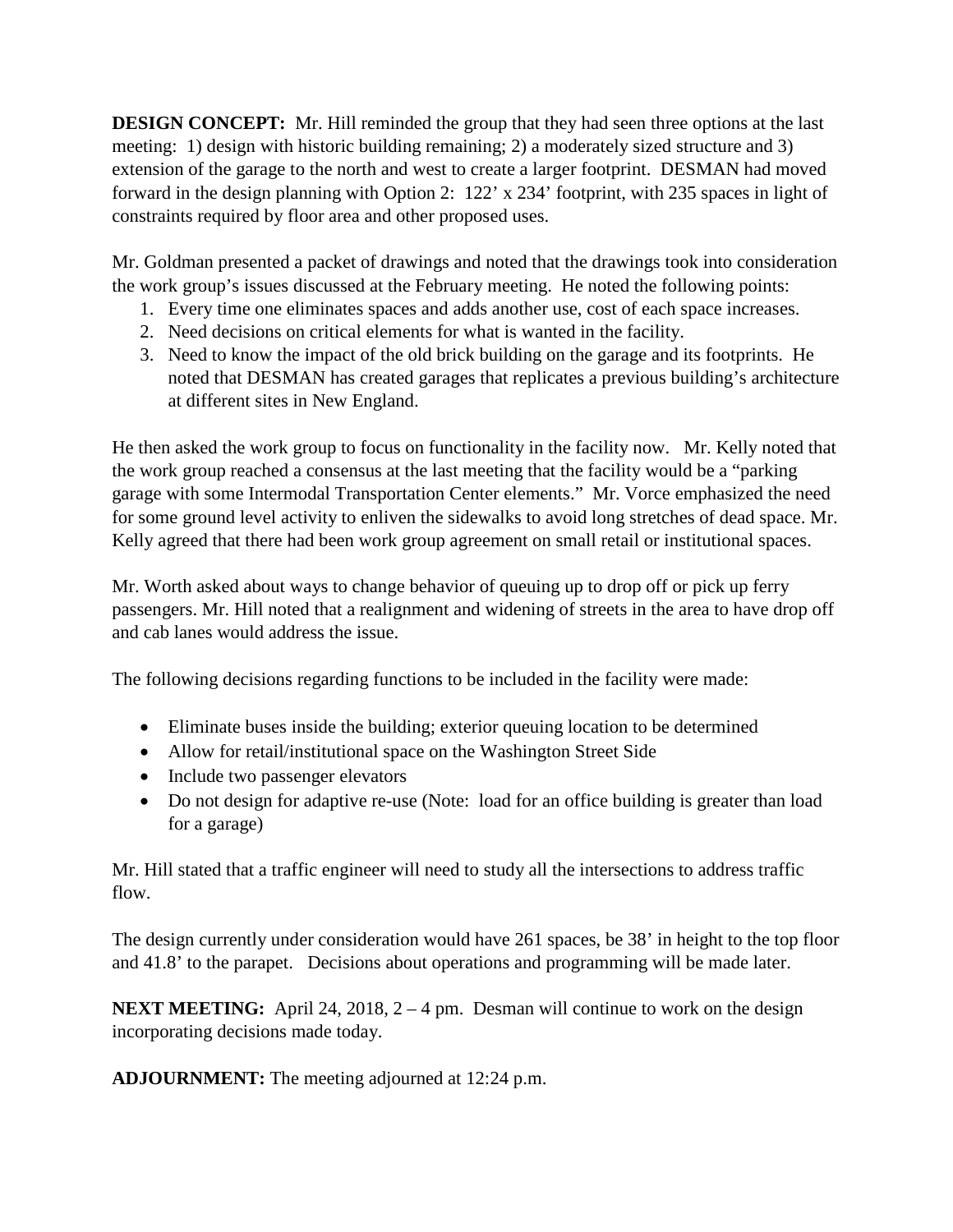**DESIGN CONCEPT:** Mr. Hill reminded the group that they had seen three options at the last meeting: 1) design with historic building remaining; 2) a moderately sized structure and 3) extension of the garage to the north and west to create a larger footprint. DESMAN had moved forward in the design planning with Option 2: 122' x 234' footprint, with 235 spaces in light of constraints required by floor area and other proposed uses.

Mr. Goldman presented a packet of drawings and noted that the drawings took into consideration the work group's issues discussed at the February meeting. He noted the following points:

1. Every time one eliminates spaces and adds another use, cost of each space increases.
2. Need decisions on critical elements for what is wanted in the facility.
3. Need to know the impact of the old brick building on the garage and its footprints. He noted that DESMAN has created garages that replicates a previous building's architecture at different sites in New England.

He then asked the work group to focus on functionality in the facility now. Mr. Kelly noted that the work group reached a consensus at the last meeting that the facility would be a "parking garage with some Intermodal Transportation Center elements." Mr. Vorce emphasized the need for some ground level activity to enliven the sidewalks to avoid long stretches of dead space. Mr. Kelly agreed that there had been work group agreement on small retail or institutional spaces.

Mr. Worth asked about ways to change behavior of queuing up to drop off or pick up ferry passengers. Mr. Hill noted that a realignment and widening of streets in the area to have drop off and cab lanes would address the issue.

The following decisions regarding functions to be included in the facility were made:

- Eliminate buses inside the building; exterior queuing location to be determined
- Allow for retail/institutional space on the Washington Street Side
- Include two passenger elevators
- Do not design for adaptive re-use (Note: load for an office building is greater than load for a garage)

Mr. Hill stated that a traffic engineer will need to study all the intersections to address traffic flow.

The design currently under consideration would have 261 spaces, be 38' in height to the top floor and 41.8' to the parapet. Decisions about operations and programming will be made later.

**NEXT MEETING:** April 24, 2018, 2 – 4 pm. Desman will continue to work on the design incorporating decisions made today.

**ADJOURNMENT:** The meeting adjourned at 12:24 p.m.